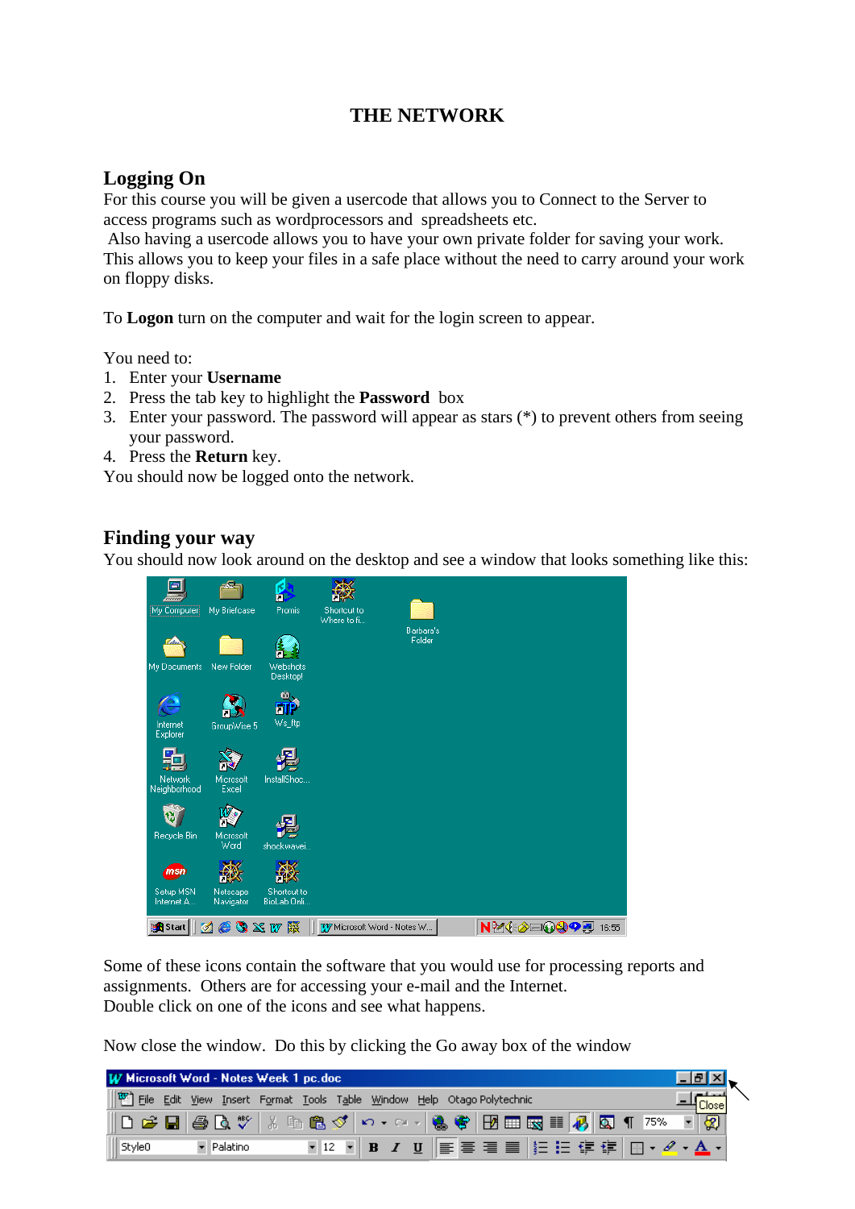# THE NETWORK

## Logging On

For this course you will be given a usercode that allows you to Connect to the Server to access programs such as wordprocessors and spreadsheets etc.
Also having a usercode allows you to have your own private folder for saving your work. This allows you to keep your files in a safe place without the need to carry around your work on floppy disks.

To **Logon** turn on the computer and wait for the login screen to appear.

You need to:

1. Enter your **Username**
2. Press the tab key to highlight the **Password** box
3. Enter your password. The password will appear as stars (*) to prevent others from seeing your password.
4. Press the **Return** key.

You should now be logged onto the network.

## Finding your way

You should now look around on the desktop and see a window that looks something like this:

Some of these icons contain the software that you would use for processing reports and assignments. Others are for accessing your e-mail and the Internet.
Double click on one of the icons and see what happens.

Now close the window. Do this by clicking the Go away box of the window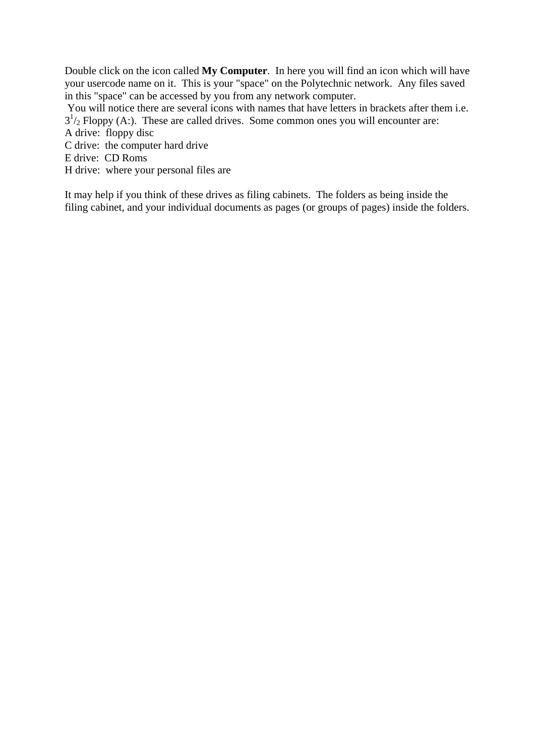Double click on the icon called **My Computer**. In here you will find an icon which will have your usercode name on it. This is your "space" on the Polytechnic network. Any files saved in this "space" can be accessed by you from any network computer.

You will notice there are several icons with names that have letters in brackets after them i.e. $3^1/_2$ Floppy (A:). These are called drives. Some common ones you will encounter are:

A drive: floppy disc  
C drive: the computer hard drive  
E drive: CD Roms  
H drive: where your personal files are

It may help if you think of these drives as filing cabinets. The folders as being inside the filing cabinet, and your individual documents as pages (or groups of pages) inside the folders.